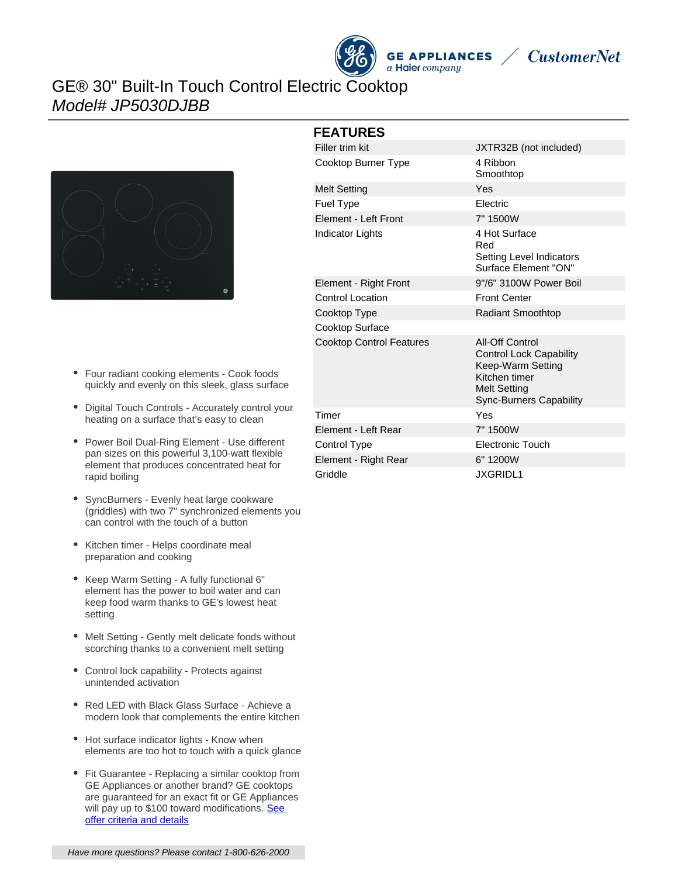# GE® 30" Built-In Touch Control Electric Cooktop

*Model# JP5030DJBB*

- Four radiant cooking elements - Cook foods quickly and evenly on this sleek, glass surface
- Digital Touch Controls - Accurately control your heating on a surface that's easy to clean
- Power Boil Dual-Ring Element - Use different pan sizes on this powerful 3,100-watt flexible element that produces concentrated heat for rapid boiling
- SyncBurners - Evenly heat large cookware (griddles) with two 7" synchronized elements you can control with the touch of a button
- Kitchen timer - Helps coordinate meal preparation and cooking
- Keep Warm Setting - A fully functional 6" element has the power to boil water and can keep food warm thanks to GE's lowest heat setting
- Melt Setting - Gently melt delicate foods without scorching thanks to a convenient melt setting
- Control lock capability - Protects against unintended activation
- Red LED with Black Glass Surface - Achieve a modern look that complements the entire kitchen
- Hot surface indicator lights - Know when elements are too hot to touch with a quick glance
- Fit Guarantee - Replacing a similar cooktop from GE Appliances or another brand? GE cooktops are guaranteed for an exact fit or GE Appliances will pay up to $100 toward modifications. See offer criteria and details

## FEATURES

| | |
|---|---|
| Filler trim kit | JXTR32B (not included) |
| Cooktop Burner Type | 4 Ribbon<br>Smoothtop |
| Melt Setting | Yes |
| Fuel Type | Electric |
| Element - Left Front | 7" 1500W |
| Indicator Lights | 4 Hot Surface<br>Red<br>Setting Level Indicators<br>Surface Element "ON" |
| Element - Right Front | 9"/6" 3100W Power Boil |
| Control Location | Front Center |
| Cooktop Type | Radiant Smoothtop |
| Cooktop Surface | |
| Cooktop Control Features | All-Off Control<br>Control Lock Capability<br>Keep-Warm Setting<br>Kitchen timer<br>Melt Setting<br>Sync-Burners Capability |
| Timer | Yes |
| Element - Left Rear | 7" 1500W |
| Control Type | Electronic Touch |
| Element - Right Rear | 6" 1200W |
| Griddle | JXGRIDL1 |

*Have more questions? Please contact 1-800-626-2000*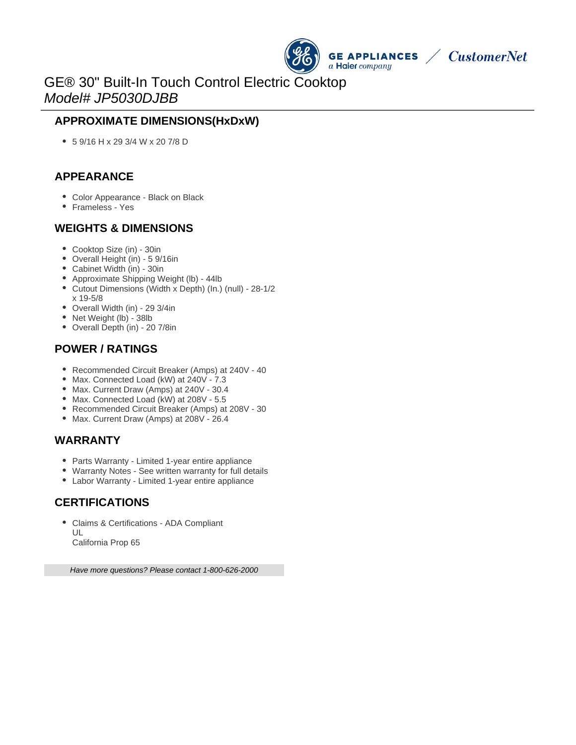GE APPLIANCES
a Haier company
CustomerNet

# GE® 30" Built-In Touch Control Electric Cooktop
*Model# JP5030DJBB*

## APPROXIMATE DIMENSIONS(HxDxW)

- 5 9/16 H x 29 3/4 W x 20 7/8 D

## APPEARANCE

- Color Appearance - Black on Black
- Frameless - Yes

## WEIGHTS & DIMENSIONS

- Cooktop Size (in) - 30in
- Overall Height (in) - 5 9/16in
- Cabinet Width (in) - 30in
- Approximate Shipping Weight (lb) - 44lb
- Cutout Dimensions (Width x Depth) (In.) (null) - 28-1/2 x 19-5/8
- Overall Width (in) - 29 3/4in
- Net Weight (lb) - 38lb
- Overall Depth (in) - 20 7/8in

## POWER / RATINGS

- Recommended Circuit Breaker (Amps) at 240V - 40
- Max. Connected Load (kW) at 240V - 7.3
- Max. Current Draw (Amps) at 240V - 30.4
- Max. Connected Load (kW) at 208V - 5.5
- Recommended Circuit Breaker (Amps) at 208V - 30
- Max. Current Draw (Amps) at 208V - 26.4

## WARRANTY

- Parts Warranty - Limited 1-year entire appliance
- Warranty Notes - See written warranty for full details
- Labor Warranty - Limited 1-year entire appliance

## CERTIFICATIONS

- Claims & Certifications - ADA Compliant
  UL
  California Prop 65

*Have more questions? Please contact 1-800-626-2000*